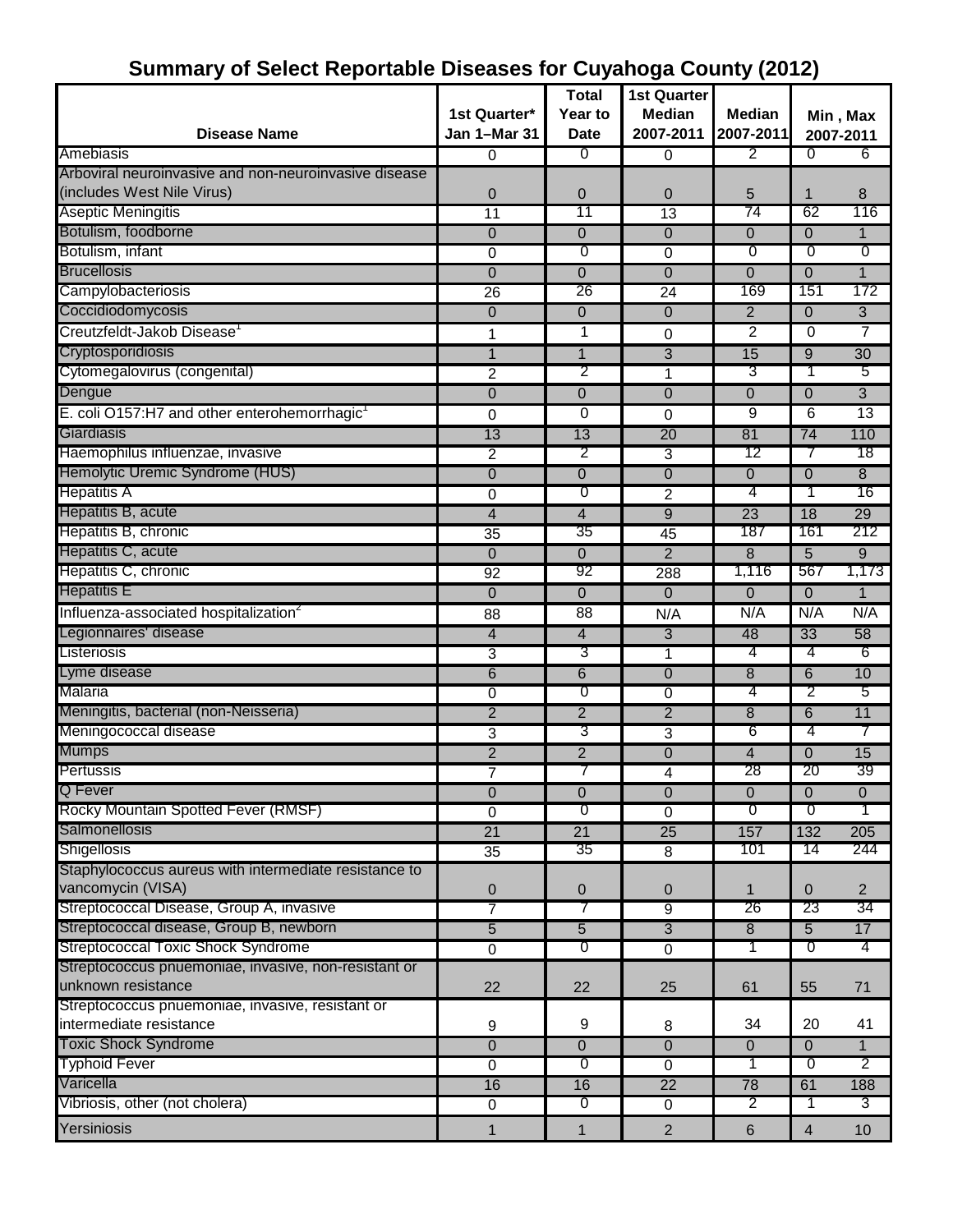# Summary of Select Reportable Diseases for Cuyahoga County (2012)

| Disease Name | 1st Quarter* Jan 1–Mar 31 | Total Year to Date | 1st Quarter Median 2007-2011 | Median 2007-2011 | Min , Max 2007-2011 | |
|---|---|---|---|---|---|---|
| Amebiasis | 0 | 0 | 0 | 2 | 0 | 6 |
| Arboviral neuroinvasive and non-neuroinvasive disease (includes West Nile Virus) | 0 | 0 | 0 | 5 | 1 | 8 |
| Aseptic Meningitis | 11 | 11 | 13 | 74 | 62 | 116 |
| Botulism, foodborne | 0 | 0 | 0 | 0 | 0 | 1 |
| Botulism, infant | 0 | 0 | 0 | 0 | 0 | 0 |
| Brucellosis | 0 | 0 | 0 | 0 | 0 | 1 |
| Campylobacteriosis | 26 | 26 | 24 | 169 | 151 | 172 |
| Coccidiodomycosis | 0 | 0 | 0 | 2 | 0 | 3 |
| Creutzfeldt-Jakob Disease[1] | 1 | 1 | 0 | 2 | 0 | 7 |
| Cryptosporidiosis | 1 | 1 | 3 | 15 | 9 | 30 |
| Cytomegalovirus (congenital) | 2 | 2 | 1 | 3 | 1 | 5 |
| Dengue | 0 | 0 | 0 | 0 | 0 | 3 |
| E. coli O157:H7 and other enterohemorrhagic[1] | 0 | 0 | 0 | 9 | 6 | 13 |
| Giardiasis | 13 | 13 | 20 | 81 | 74 | 110 |
| Haemophilus influenzae, invasive | 2 | 2 | 3 | 12 | 7 | 18 |
| Hemolytic Uremic Syndrome (HUS) | 0 | 0 | 0 | 0 | 0 | 8 |
| Hepatitis A | 0 | 0 | 2 | 4 | 1 | 16 |
| Hepatitis B, acute | 4 | 4 | 9 | 23 | 18 | 29 |
| Hepatitis B, chronic | 35 | 35 | 45 | 187 | 161 | 212 |
| Hepatitis C, acute | 0 | 0 | 2 | 8 | 5 | 9 |
| Hepatitis C, chronic | 92 | 92 | 288 | 1,116 | 567 | 1,173 |
| Hepatitis E | 0 | 0 | 0 | 0 | 0 | 1 |
| Influenza-associated hospitalization[2] | 88 | 88 | N/A | N/A | N/A | N/A |
| Legionnaires' disease | 4 | 4 | 3 | 48 | 33 | 58 |
| Listeriosis | 3 | 3 | 1 | 4 | 4 | 6 |
| Lyme disease | 6 | 6 | 0 | 8 | 6 | 10 |
| Malaria | 0 | 0 | 0 | 4 | 2 | 5 |
| Meningitis, bacterial (non-Neisseria) | 2 | 2 | 2 | 8 | 6 | 11 |
| Meningococcal disease | 3 | 3 | 3 | 6 | 4 | 7 |
| Mumps | 2 | 2 | 0 | 4 | 0 | 15 |
| Pertussis | 7 | 7 | 4 | 28 | 20 | 39 |
| Q Fever | 0 | 0 | 0 | 0 | 0 | 0 |
| Rocky Mountain Spotted Fever (RMSF) | 0 | 0 | 0 | 0 | 0 | 1 |
| Salmonellosis | 21 | 21 | 25 | 157 | 132 | 205 |
| Shigellosis | 35 | 35 | 8 | 101 | 14 | 244 |
| Staphylococcus aureus with intermediate resistance to vancomycin (VISA) | 0 | 0 | 0 | 1 | 0 | 2 |
| Streptococcal Disease, Group A, invasive | 7 | 7 | 9 | 26 | 23 | 34 |
| Streptococcal disease, Group B, newborn | 5 | 5 | 3 | 8 | 5 | 17 |
| Streptococcal Toxic Shock Syndrome | 0 | 0 | 0 | 1 | 0 | 4 |
| Streptococcus pnuemoniae, invasive, non-resistant or unknown resistance | 22 | 22 | 25 | 61 | 55 | 71 |
| Streptococcus pnuemoniae, invasive, resistant or intermediate resistance | 9 | 9 | 8 | 34 | 20 | 41 |
| Toxic Shock Syndrome | 0 | 0 | 0 | 0 | 0 | 1 |
| Typhoid Fever | 0 | 0 | 0 | 1 | 0 | 2 |
| Varicella | 16 | 16 | 22 | 78 | 61 | 188 |
| Vibriosis, other (not cholera) | 0 | 0 | 0 | 2 | 1 | 3 |
| Yersiniosis | 1 | 1 | 2 | 6 | 4 | 10 |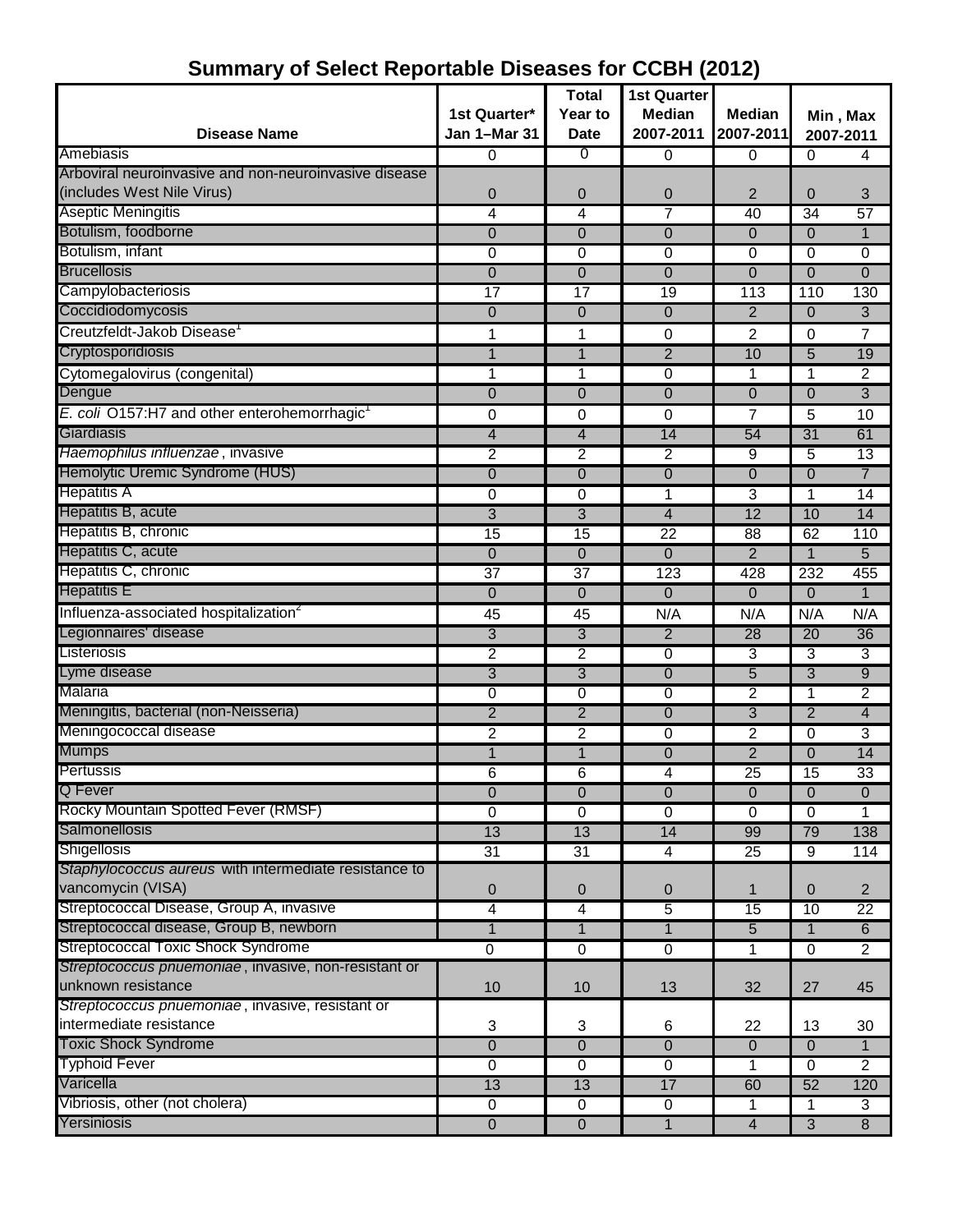# Summary of Select Reportable Diseases for CCBH (2012)

| Disease Name | 1st Quarter* Jan 1–Mar 31 | Total Year to Date | 1st Quarter Median 2007-2011 | Median 2007-2011 | Min , Max 2007-2011 | |
|---|---|---|---|---|---|---|
| Amebiasis | 0 | 0 | 0 | 0 | 0 | 4 |
| Arboviral neuroinvasive and non-neuroinvasive disease (includes West Nile Virus) | 0 | 0 | 0 | 2 | 0 | 3 |
| Aseptic Meningitis | 4 | 4 | 7 | 40 | 34 | 57 |
| Botulism, foodborne | 0 | 0 | 0 | 0 | 0 | 1 |
| Botulism, infant | 0 | 0 | 0 | 0 | 0 | 0 |
| Brucellosis | 0 | 0 | 0 | 0 | 0 | 0 |
| Campylobacteriosis | 17 | 17 | 19 | 113 | 110 | 130 |
| Coccidiodomycosis | 0 | 0 | 0 | 2 | 0 | 3 |
| Creutzfeldt-Jakob Disease[1] | 1 | 1 | 0 | 2 | 0 | 7 |
| Cryptosporidiosis | 1 | 1 | 2 | 10 | 5 | 19 |
| Cytomegalovirus (congenital) | 1 | 1 | 0 | 1 | 1 | 2 |
| Dengue | 0 | 0 | 0 | 0 | 0 | 3 |
| *E. coli* O157:H7 and other enterohemorrhagic[1] | 0 | 0 | 0 | 7 | 5 | 10 |
| Giardiasis | 4 | 4 | 14 | 54 | 31 | 61 |
| *Haemophilus influenzae*, invasive | 2 | 2 | 2 | 9 | 5 | 13 |
| Hemolytic Uremic Syndrome (HUS) | 0 | 0 | 0 | 0 | 0 | 7 |
| Hepatitis A | 0 | 0 | 1 | 3 | 1 | 14 |
| Hepatitis B, acute | 3 | 3 | 4 | 12 | 10 | 14 |
| Hepatitis B, chronic | 15 | 15 | 22 | 88 | 62 | 110 |
| Hepatitis C, acute | 0 | 0 | 0 | 2 | 1 | 5 |
| Hepatitis C, chronic | 37 | 37 | 123 | 428 | 232 | 455 |
| Hepatitis E | 0 | 0 | 0 | 0 | 0 | 1 |
| Influenza-associated hospitalization[2] | 45 | 45 | N/A | N/A | N/A | N/A |
| Legionnaires' disease | 3 | 3 | 2 | 28 | 20 | 36 |
| Listeriosis | 2 | 2 | 0 | 3 | 3 | 3 |
| Lyme disease | 3 | 3 | 0 | 5 | 3 | 9 |
| Malaria | 0 | 0 | 0 | 2 | 1 | 2 |
| Meningitis, bacterial (non-Neisseria) | 2 | 2 | 0 | 3 | 2 | 4 |
| Meningococcal disease | 2 | 2 | 0 | 2 | 0 | 3 |
| Mumps | 1 | 1 | 0 | 2 | 0 | 14 |
| Pertussis | 6 | 6 | 4 | 25 | 15 | 33 |
| Q Fever | 0 | 0 | 0 | 0 | 0 | 0 |
| Rocky Mountain Spotted Fever (RMSF) | 0 | 0 | 0 | 0 | 0 | 1 |
| Salmonellosis | 13 | 13 | 14 | 99 | 79 | 138 |
| Shigellosis | 31 | 31 | 4 | 25 | 9 | 114 |
| *Staphylococcus aureus* with intermediate resistance to vancomycin (VISA) | 0 | 0 | 0 | 1 | 0 | 2 |
| Streptococcal Disease, Group A, invasive | 4 | 4 | 5 | 15 | 10 | 22 |
| Streptococcal disease, Group B, newborn | 1 | 1 | 1 | 5 | 1 | 6 |
| Streptococcal Toxic Shock Syndrome | 0 | 0 | 0 | 1 | 0 | 2 |
| *Streptococcus pnuemoniae*, invasive, non-resistant or unknown resistance | 10 | 10 | 13 | 32 | 27 | 45 |
| *Streptococcus pnuemoniae*, invasive, resistant or intermediate resistance | 3 | 3 | 6 | 22 | 13 | 30 |
| Toxic Shock Syndrome | 0 | 0 | 0 | 0 | 0 | 1 |
| Typhoid Fever | 0 | 0 | 0 | 1 | 0 | 2 |
| Varicella | 13 | 13 | 17 | 60 | 52 | 120 |
| Vibriosis, other (not cholera) | 0 | 0 | 0 | 1 | 1 | 3 |
| Yersiniosis | 0 | 0 | 1 | 4 | 3 | 8 |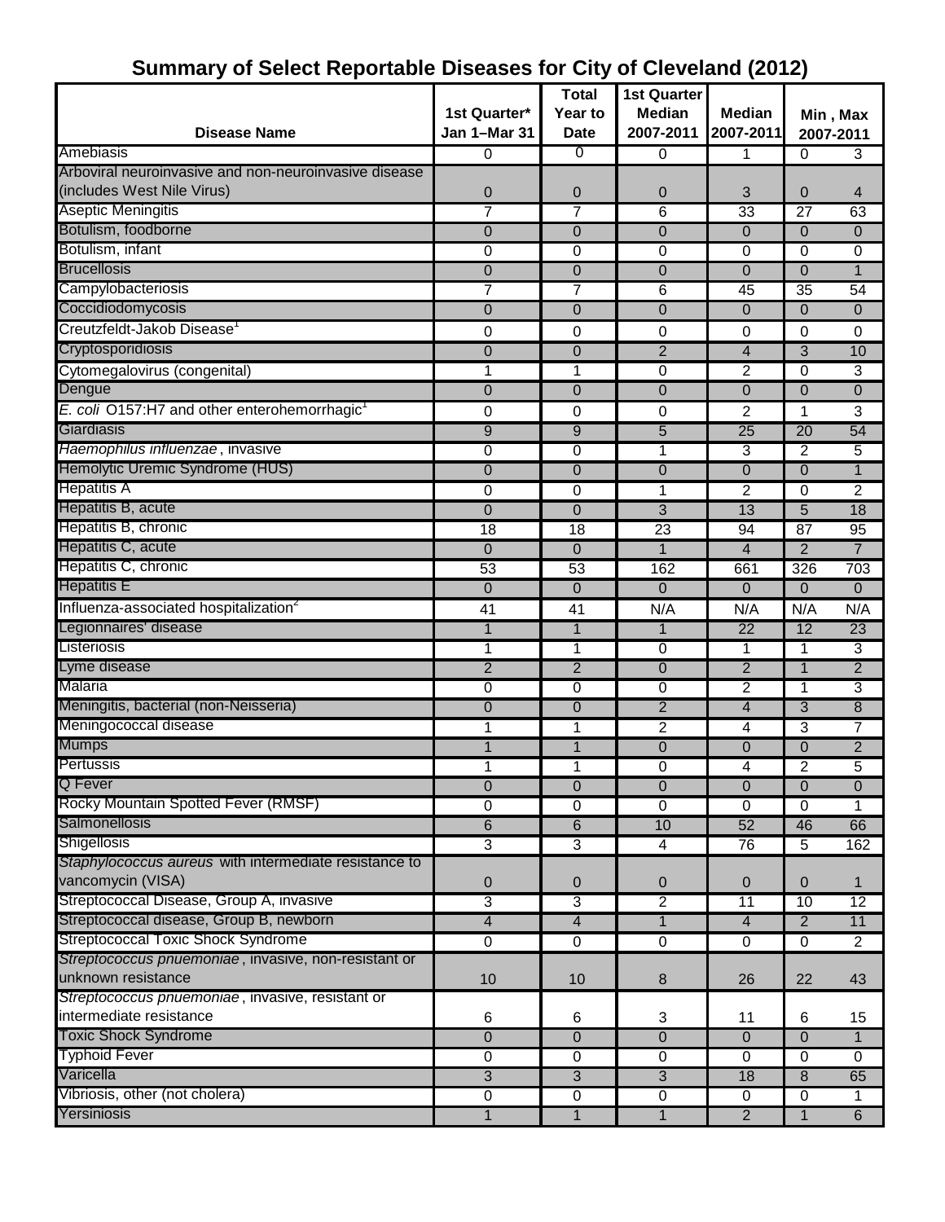# Summary of Select Reportable Diseases for City of Cleveland (2012)

| Disease Name | 1st Quarter* Jan 1–Mar 31 | Total Year to Date | 1st Quarter Median 2007-2011 | Median 2007-2011 | Min , Max 2007-2011 | |
|---|---|---|---|---|---|---|
| Amebiasis | 0 | 0 | 0 | 1 | 0 | 3 |
| Arboviral neuroinvasive and non-neuroinvasive disease (includes West Nile Virus) | 0 | 0 | 0 | 3 | 0 | 4 |
| Aseptic Meningitis | 7 | 7 | 6 | 33 | 27 | 63 |
| Botulism, foodborne | 0 | 0 | 0 | 0 | 0 | 0 |
| Botulism, infant | 0 | 0 | 0 | 0 | 0 | 0 |
| Brucellosis | 0 | 0 | 0 | 0 | 0 | 1 |
| Campylobacteriosis | 7 | 7 | 6 | 45 | 35 | 54 |
| Coccidiodomycosis | 0 | 0 | 0 | 0 | 0 | 0 |
| Creutzfeldt-Jakob Disease[1] | 0 | 0 | 0 | 0 | 0 | 0 |
| Cryptosporidiosis | 0 | 0 | 2 | 4 | 3 | 10 |
| Cytomegalovirus (congenital) | 1 | 1 | 0 | 2 | 0 | 3 |
| Dengue | 0 | 0 | 0 | 0 | 0 | 0 |
| *E. coli* O157:H7 and other enterohemorrhagic[1] | 0 | 0 | 0 | 2 | 1 | 3 |
| Giardiasis | 9 | 9 | 5 | 25 | 20 | 54 |
| *Haemophilus influenzae*, invasive | 0 | 0 | 1 | 3 | 2 | 5 |
| Hemolytic Uremic Syndrome (HUS) | 0 | 0 | 0 | 0 | 0 | 1 |
| Hepatitis A | 0 | 0 | 1 | 2 | 0 | 2 |
| Hepatitis B, acute | 0 | 0 | 3 | 13 | 5 | 18 |
| Hepatitis B, chronic | 18 | 18 | 23 | 94 | 87 | 95 |
| Hepatitis C, acute | 0 | 0 | 1 | 4 | 2 | 7 |
| Hepatitis C, chronic | 53 | 53 | 162 | 661 | 326 | 703 |
| Hepatitis E | 0 | 0 | 0 | 0 | 0 | 0 |
| Influenza-associated hospitalization[2] | 41 | 41 | N/A | N/A | N/A | N/A |
| Legionnaires' disease | 1 | 1 | 1 | 22 | 12 | 23 |
| Listeriosis | 1 | 1 | 0 | 1 | 1 | 3 |
| Lyme disease | 2 | 2 | 0 | 2 | 1 | 2 |
| Malaria | 0 | 0 | 0 | 2 | 1 | 3 |
| Meningitis, bacterial (non-Neisseria) | 0 | 0 | 2 | 4 | 3 | 8 |
| Meningococcal disease | 1 | 1 | 2 | 4 | 3 | 7 |
| Mumps | 1 | 1 | 0 | 0 | 0 | 2 |
| Pertussis | 1 | 1 | 0 | 4 | 2 | 5 |
| Q Fever | 0 | 0 | 0 | 0 | 0 | 0 |
| Rocky Mountain Spotted Fever (RMSF) | 0 | 0 | 0 | 0 | 0 | 1 |
| Salmonellosis | 6 | 6 | 10 | 52 | 46 | 66 |
| Shigellosis | 3 | 3 | 4 | 76 | 5 | 162 |
| *Staphylococcus aureus* with intermediate resistance to vancomycin (VISA) | 0 | 0 | 0 | 0 | 0 | 1 |
| Streptococcal Disease, Group A, invasive | 3 | 3 | 2 | 11 | 10 | 12 |
| Streptococcal disease, Group B, newborn | 4 | 4 | 1 | 4 | 2 | 11 |
| Streptococcal Toxic Shock Syndrome | 0 | 0 | 0 | 0 | 0 | 2 |
| *Streptococcus pnuemoniae*, invasive, non-resistant or unknown resistance | 10 | 10 | 8 | 26 | 22 | 43 |
| *Streptococcus pnuemoniae*, invasive, resistant or intermediate resistance | 6 | 6 | 3 | 11 | 6 | 15 |
| Toxic Shock Syndrome | 0 | 0 | 0 | 0 | 0 | 1 |
| Typhoid Fever | 0 | 0 | 0 | 0 | 0 | 0 |
| Varicella | 3 | 3 | 3 | 18 | 8 | 65 |
| Vibriosis, other (not cholera) | 0 | 0 | 0 | 0 | 0 | 1 |
| Yersiniosis | 1 | 1 | 1 | 2 | 1 | 6 |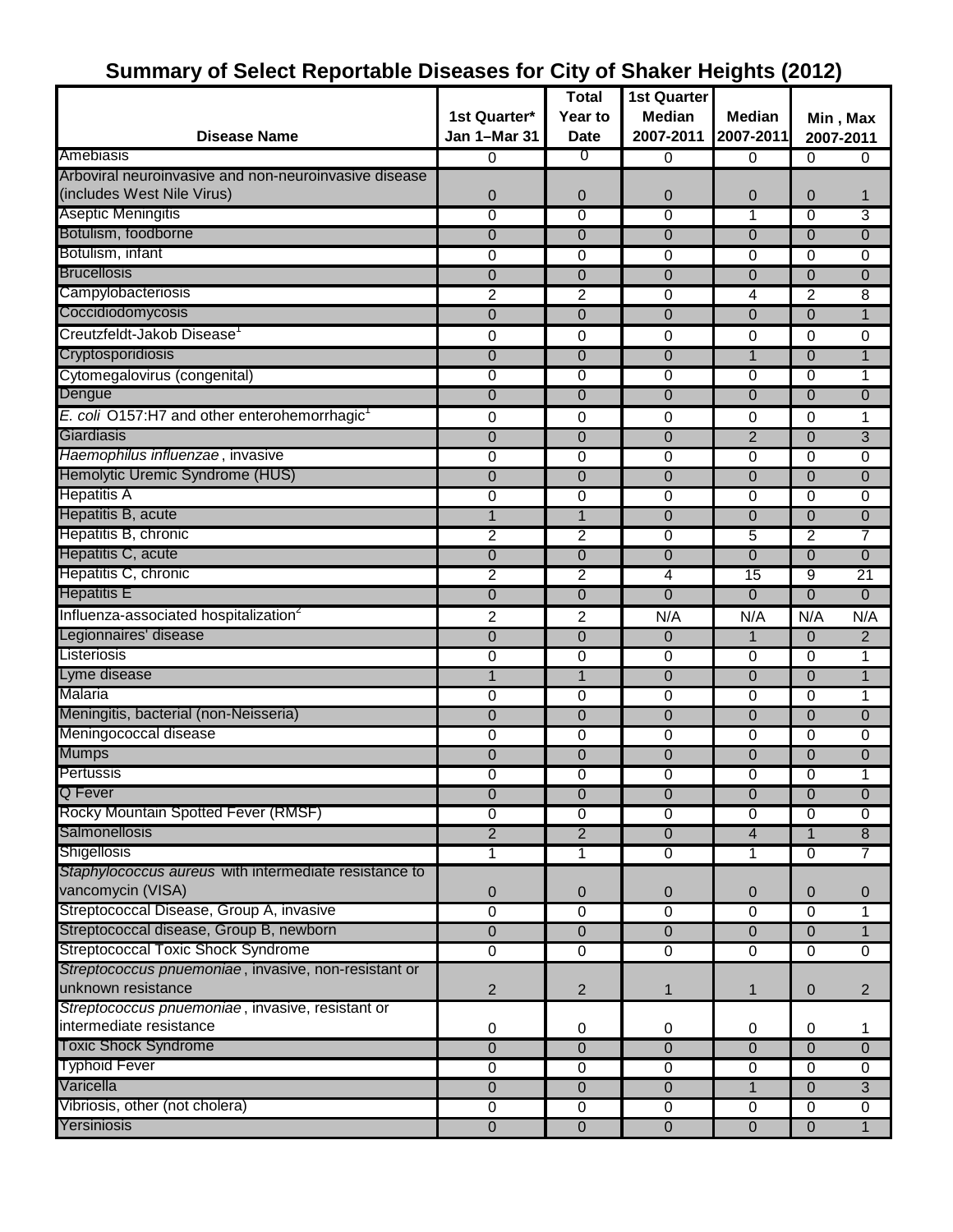# Summary of Select Reportable Diseases for City of Shaker Heights (2012)

| Disease Name | 1st Quarter* Jan 1–Mar 31 | Total Year to Date | 1st Quarter Median 2007-2011 | Median 2007-2011 | Min , Max 2007-2011 | |
|---|---|---|---|---|---|---|
| Amebiasis | 0 | 0 | 0 | 0 | 0 | 0 |
| Arboviral neuroinvasive and non-neuroinvasive disease (includes West Nile Virus) | 0 | 0 | 0 | 0 | 0 | 1 |
| Aseptic Meningitis | 0 | 0 | 0 | 1 | 0 | 3 |
| Botulism, foodborne | 0 | 0 | 0 | 0 | 0 | 0 |
| Botulism, infant | 0 | 0 | 0 | 0 | 0 | 0 |
| Brucellosis | 0 | 0 | 0 | 0 | 0 | 0 |
| Campylobacteriosis | 2 | 2 | 0 | 4 | 2 | 8 |
| Coccidiodomycosis | 0 | 0 | 0 | 0 | 0 | 1 |
| Creutzfeldt-Jakob Disease[1] | 0 | 0 | 0 | 0 | 0 | 0 |
| Cryptosporidiosis | 0 | 0 | 0 | 1 | 0 | 1 |
| Cytomegalovirus (congenital) | 0 | 0 | 0 | 0 | 0 | 1 |
| Dengue | 0 | 0 | 0 | 0 | 0 | 0 |
| *E. coli* O157:H7 and other enterohemorrhagic[1] | 0 | 0 | 0 | 0 | 0 | 1 |
| Giardiasis | 0 | 0 | 0 | 2 | 0 | 3 |
| *Haemophilus influenzae* , invasive | 0 | 0 | 0 | 0 | 0 | 0 |
| Hemolytic Uremic Syndrome (HUS) | 0 | 0 | 0 | 0 | 0 | 0 |
| Hepatitis A | 0 | 0 | 0 | 0 | 0 | 0 |
| Hepatitis B, acute | 1 | 1 | 0 | 0 | 0 | 0 |
| Hepatitis B, chronic | 2 | 2 | 0 | 5 | 2 | 7 |
| Hepatitis C, acute | 0 | 0 | 0 | 0 | 0 | 0 |
| Hepatitis C, chronic | 2 | 2 | 4 | 15 | 9 | 21 |
| Hepatitis E | 0 | 0 | 0 | 0 | 0 | 0 |
| Influenza-associated hospitalization[2] | 2 | 2 | N/A | N/A | N/A | N/A |
| Legionnaires' disease | 0 | 0 | 0 | 1 | 0 | 2 |
| Listeriosis | 0 | 0 | 0 | 0 | 0 | 1 |
| Lyme disease | 1 | 1 | 0 | 0 | 0 | 1 |
| Malaria | 0 | 0 | 0 | 0 | 0 | 1 |
| Meningitis, bacterial (non-Neisseria) | 0 | 0 | 0 | 0 | 0 | 0 |
| Meningococcal disease | 0 | 0 | 0 | 0 | 0 | 0 |
| Mumps | 0 | 0 | 0 | 0 | 0 | 0 |
| Pertussis | 0 | 0 | 0 | 0 | 0 | 1 |
| Q Fever | 0 | 0 | 0 | 0 | 0 | 0 |
| Rocky Mountain Spotted Fever (RMSF) | 0 | 0 | 0 | 0 | 0 | 0 |
| Salmonellosis | 2 | 2 | 0 | 4 | 1 | 8 |
| Shigellosis | 1 | 1 | 0 | 1 | 0 | 7 |
| *Staphylococcus aureus* with intermediate resistance to vancomycin (VISA) | 0 | 0 | 0 | 0 | 0 | 0 |
| Streptococcal Disease, Group A, invasive | 0 | 0 | 0 | 0 | 0 | 1 |
| Streptococcal disease, Group B, newborn | 0 | 0 | 0 | 0 | 0 | 1 |
| Streptococcal Toxic Shock Syndrome | 0 | 0 | 0 | 0 | 0 | 0 |
| *Streptococcus pnuemoniae* , invasive, non-resistant or unknown resistance | 2 | 2 | 1 | 1 | 0 | 2 |
| *Streptococcus pnuemoniae* , invasive, resistant or intermediate resistance | 0 | 0 | 0 | 0 | 0 | 1 |
| Toxic Shock Syndrome | 0 | 0 | 0 | 0 | 0 | 0 |
| Typhoid Fever | 0 | 0 | 0 | 0 | 0 | 0 |
| Varicella | 0 | 0 | 0 | 1 | 0 | 3 |
| Vibriosis, other (not cholera) | 0 | 0 | 0 | 0 | 0 | 0 |
| Yersiniosis | 0 | 0 | 0 | 0 | 0 | 1 |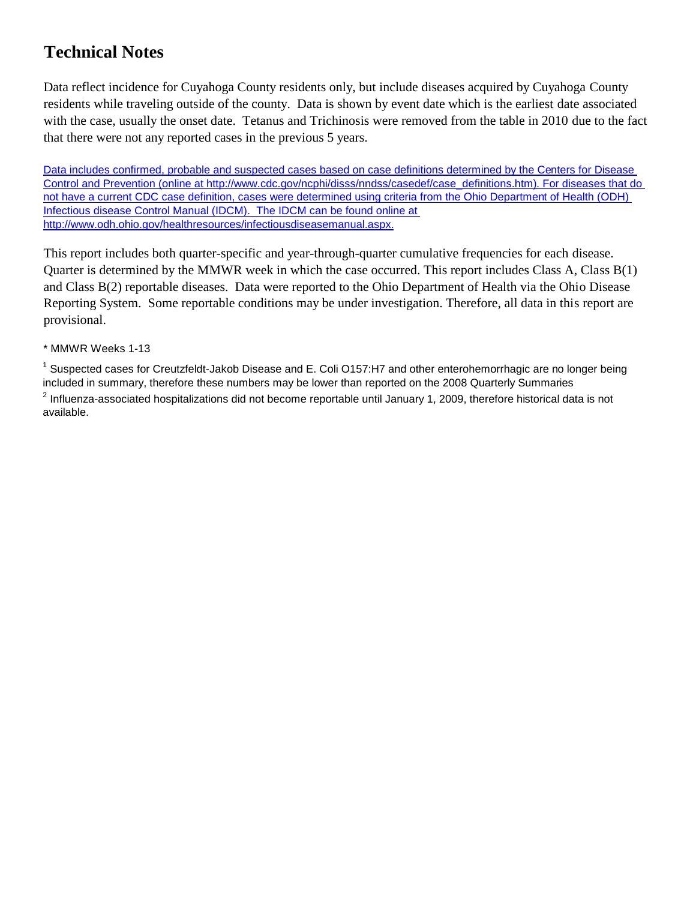# Technical Notes

Data reflect incidence for Cuyahoga County residents only, but include diseases acquired by Cuyahoga County residents while traveling outside of the county. Data is shown by event date which is the earliest date associated with the case, usually the onset date. Tetanus and Trichinosis were removed from the table in 2010 due to the fact that there were not any reported cases in the previous 5 years.

Data includes confirmed, probable and suspected cases based on case definitions determined by the Centers for Disease Control and Prevention (online at http://www.cdc.gov/ncphi/disss/nndss/casedef/case_definitions.htm). For diseases that do not have a current CDC case definition, cases were determined using criteria from the Ohio Department of Health (ODH) Infectious disease Control Manual (IDCM). The IDCM can be found online at http://www.odh.ohio.gov/healthresources/infectiousdiseasemanual.aspx.

This report includes both quarter-specific and year-through-quarter cumulative frequencies for each disease. Quarter is determined by the MMWR week in which the case occurred. This report includes Class A, Class B(1) and Class B(2) reportable diseases. Data were reported to the Ohio Department of Health via the Ohio Disease Reporting System. Some reportable conditions may be under investigation. Therefore, all data in this report are provisional.

* MMWR Weeks 1-13

[1] Suspected cases for Creutzfeldt-Jakob Disease and E. Coli O157:H7 and other enterohemorrhagic are no longer being included in summary, therefore these numbers may be lower than reported on the 2008 Quarterly Summaries

[2] Influenza-associated hospitalizations did not become reportable until January 1, 2009, therefore historical data is not available.